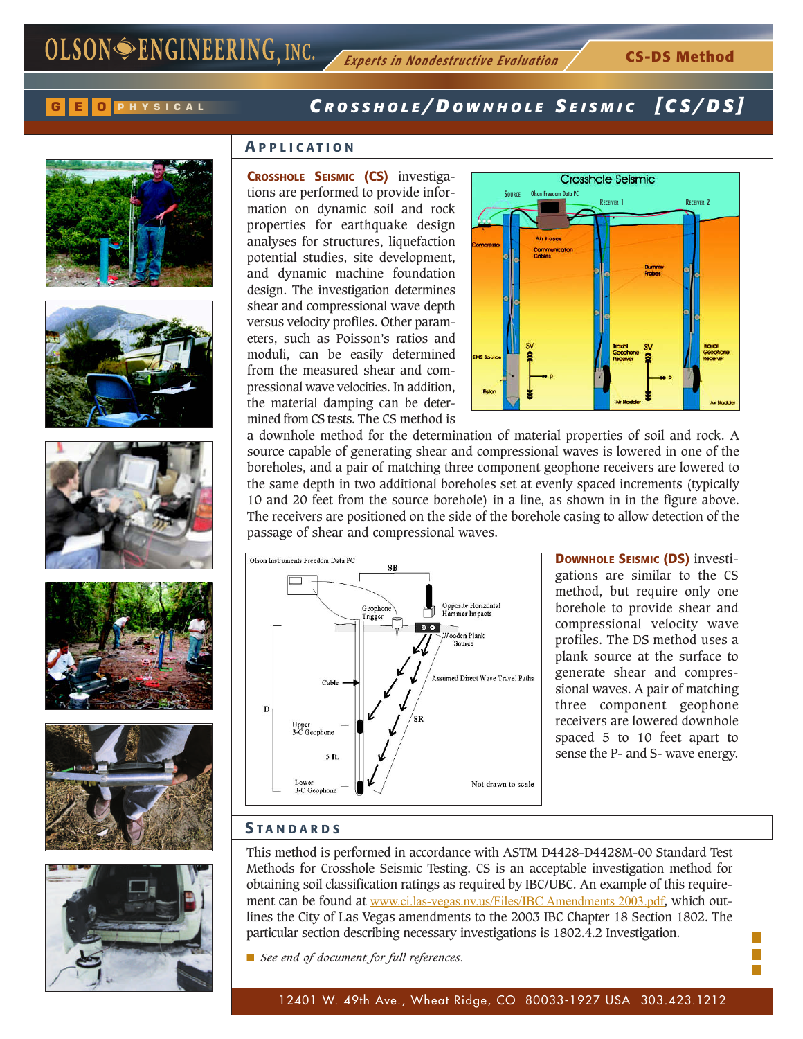# Crosshole/Downhole Seismic [CS/DS]

## Application

**Crosshole Seismic (CS)** investigations are performed to provide information on dynamic soil and rock properties for earthquake design analyses for structures, liquefaction potential studies, site development, and dynamic machine foundation design. The investigation determines shear and compressional wave depth versus velocity profiles. Other parameters, such as Poisson's ratios and moduli, can be easily determined from the measured shear and compressional wave velocities. In addition, the material damping can be determined from CS tests. The CS method is a downhole method for the determination of material properties of soil and rock. A source capable of generating shear and compressional waves is lowered in one of the boreholes, and a pair of matching three component geophone receivers are lowered to the same depth in two additional boreholes set at evenly spaced increments (typically 10 and 20 feet from the source borehole) in a line, as shown in in the figure above. The receivers are positioned on the side of the borehole casing to allow detection of the passage of shear and compressional waves.

**Downhole Seismic (DS)** investigations are similar to the CS method, but require only one borehole to provide shear and compressional wave velocity profiles. The DS method uses a plank source at the surface to generate shear and compressional waves. A pair of matching three component geophone receivers are lowered downhole spaced 5 to 10 feet apart to sense the P- and S- wave energy.

## Standards

This method is performed in accordance with ASTM D4428-D4428M-00 Standard Test Methods for Crosshole Seismic Testing. CS is an acceptable investigation method for obtaining soil classification ratings as required by IBC/UBC. An example of this requirement can be found at www.ci.las-vegas.nv.us/Files/IBC Amendments 2003.pdf, which outlines the City of Las Vegas amendments to the 2003 IBC Chapter 18 Section 1802. The particular section describing necessary investigations is 1802.4.2 Investigation.

- *See end of document for full references.*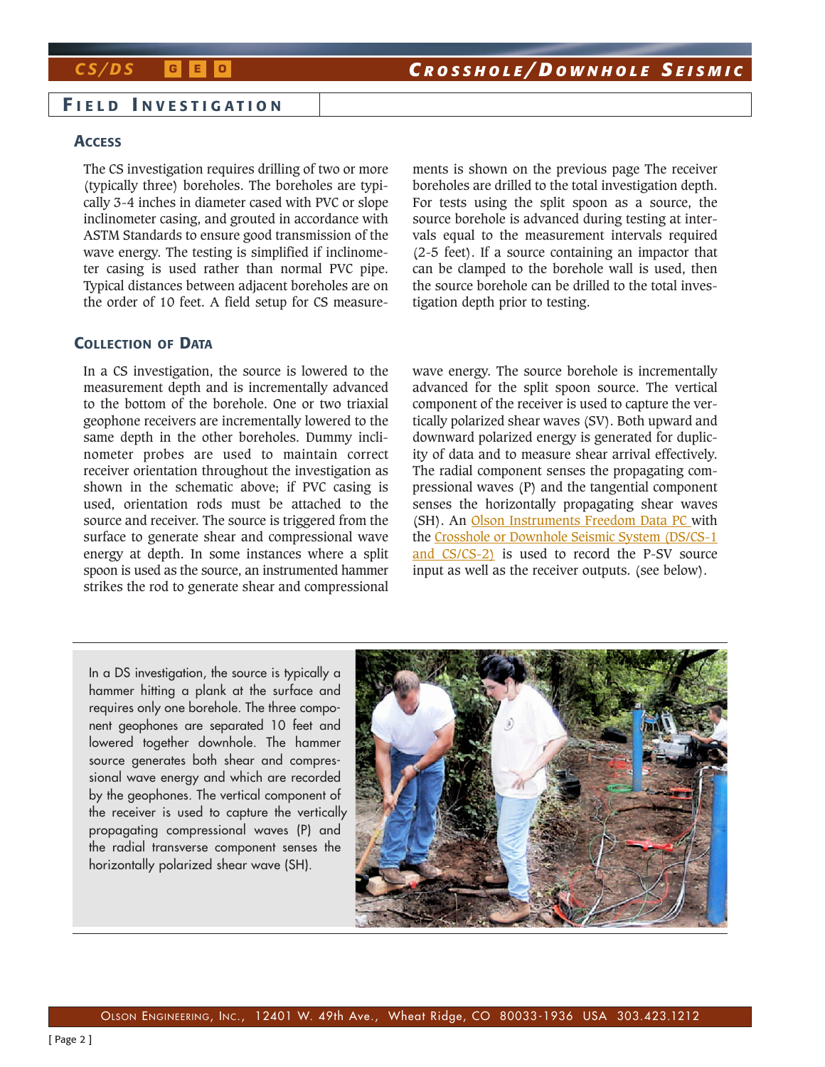## Field Investigation

### Access

The CS investigation requires drilling of two or more (typically three) boreholes. The boreholes are typically 3-4 inches in diameter cased with PVC or slope inclinometer casing, and grouted in accordance with ASTM Standards to ensure good transmission of the wave energy. The testing is simplified if inclinometer casing is used rather than normal PVC pipe. Typical distances between adjacent boreholes are on the order of 10 feet. A field setup for CS measurements is shown on the previous page The receiver boreholes are drilled to the total investigation depth. For tests using the split spoon as a source, the source borehole is advanced during testing at intervals equal to the measurement intervals required (2-5 feet). If a source containing an impactor that can be clamped to the borehole wall is used, then the source borehole can be drilled to the total investigation depth prior to testing.

### Collection of Data

In a CS investigation, the source is lowered to the measurement depth and is incrementally advanced to the bottom of the borehole. One or two triaxial geophone receivers are incrementally lowered to the same depth in the other boreholes. Dummy inclinometer probes are used to maintain correct receiver orientation throughout the investigation as shown in the schematic above; if PVC casing is used, orientation rods must be attached to the source and receiver. The source is triggered from the surface to generate shear and compressional wave energy at depth. In some instances where a split spoon is used as the source, an instrumented hammer strikes the rod to generate shear and compressional wave energy. The source borehole is incrementally advanced for the split spoon source. The vertical component of the receiver is used to capture the vertically polarized shear waves (SV). Both upward and downward polarized energy is generated for duplicity of data and to measure shear arrival effectively. The radial component senses the propagating compressional waves (P) and the tangential component senses the horizontally propagating shear waves (SH). An Olson Instruments Freedom Data PC with the Crosshole or Downhole Seismic System (DS/CS-1 and CS/CS-2) is used to record the P-SV source input as well as the receiver outputs. (see below).

In a DS investigation, the source is typically a hammer hitting a plank at the surface and requires only one borehole. The three component geophones are separated 10 feet and lowered together downhole. The hammer source generates both shear and compressional wave energy and which are recorded by the geophones. The vertical component of the receiver is used to capture the vertically propagating compressional waves (P) and the radial transverse component senses the horizontally polarized shear wave (SH).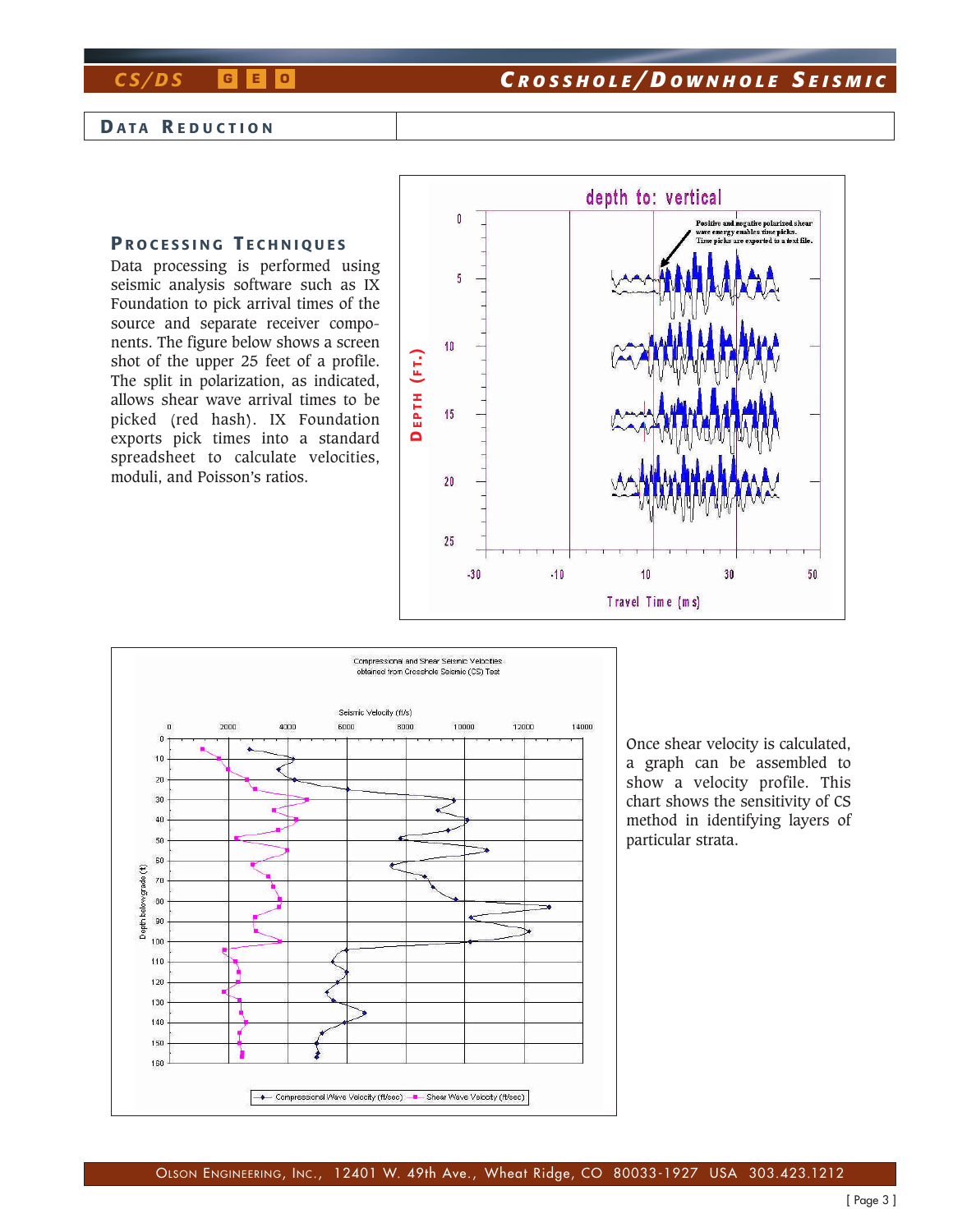## Data Reduction

### Processing Techniques

Data processing is performed using seismic analysis software such as IX Foundation to pick arrival times of the source and separate receiver components. The figure below shows a screen shot of the upper 25 feet of a profile. The split in polarization, as indicated, allows shear wave arrival times to be picked (red hash). IX Foundation exports pick times into a standard spreadsheet to calculate velocities, moduli, and Poisson's ratios.

Once shear velocity is calculated, a graph can be assembled to show a velocity profile. This chart shows the sensitivity of CS method in identifying layers of particular strata.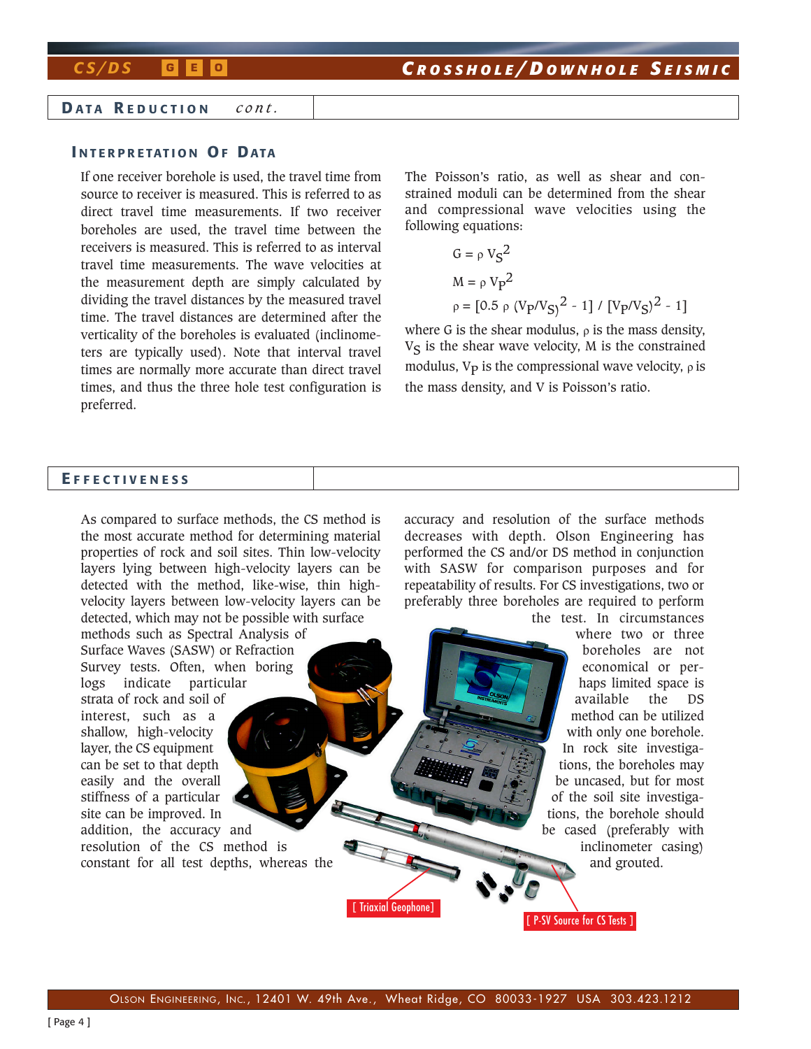## Data Reduction *cont.*

### Interpretation Of Data

If one receiver borehole is used, the travel time from source to receiver is measured. This is referred to as direct travel time measurements. If two receiver boreholes are used, the travel time between the receivers is measured. This is referred to as interval travel time measurements. The wave velocities at the measurement depth are simply calculated by dividing the travel distances by the measured travel time. The travel distances are determined after the verticality of the boreholes is evaluated (inclinometers are typically used). Note that interval travel times are normally more accurate than direct travel times, and thus the three hole test configuration is preferred.

The Poisson's ratio, as well as shear and constrained moduli can be determined from the shear and compressional wave velocities using the following equations:

$$G = \rho V_S^2$$

$$M = \rho V_P^2$$

$$\rho = [0.5\ \rho\ (V_P/V_S)^2 - 1] \ / \ [(V_P/V_S)^2 - 1]$$

where G is the shear modulus, $\rho$ is the mass density, $V_S$ is the shear wave velocity, M is the constrained modulus, $V_P$ is the compressional wave velocity, $\rho$ is the mass density, and V is Poisson's ratio.

## Effectiveness

As compared to surface methods, the CS method is the most accurate method for determining material properties of rock and soil sites. Thin low-velocity layers lying between high-velocity layers can be detected with the method, like-wise, thin high-velocity layers between low-velocity layers can be detected, which may not be possible with surface methods such as Spectral Analysis of Surface Waves (SASW) or Refraction Survey tests. Often, when boring logs indicate particular strata of rock and soil of interest, such as a shallow, high-velocity layer, the CS equipment can be set to that depth easily and the overall stiffness of a particular site can be improved. In addition, the accuracy and resolution of the CS method is constant for all test depths, whereas the accuracy and resolution of the surface methods decreases with depth. Olson Engineering has performed the CS and/or DS method in conjunction with SASW for comparison purposes and for repeatability of results. For CS investigations, two or preferably three boreholes are required to perform the test. In circumstances where two or three boreholes are not economical or perhaps limited space is available the DS method can be utilized with only one borehole. In rock site investigations, the boreholes may be uncased, but for most of the soil site investigations, the borehole should be cased (preferably with inclinometer casing) and grouted.

[ Triaxial Geophone]

[ P-SV Source for CS Tests ]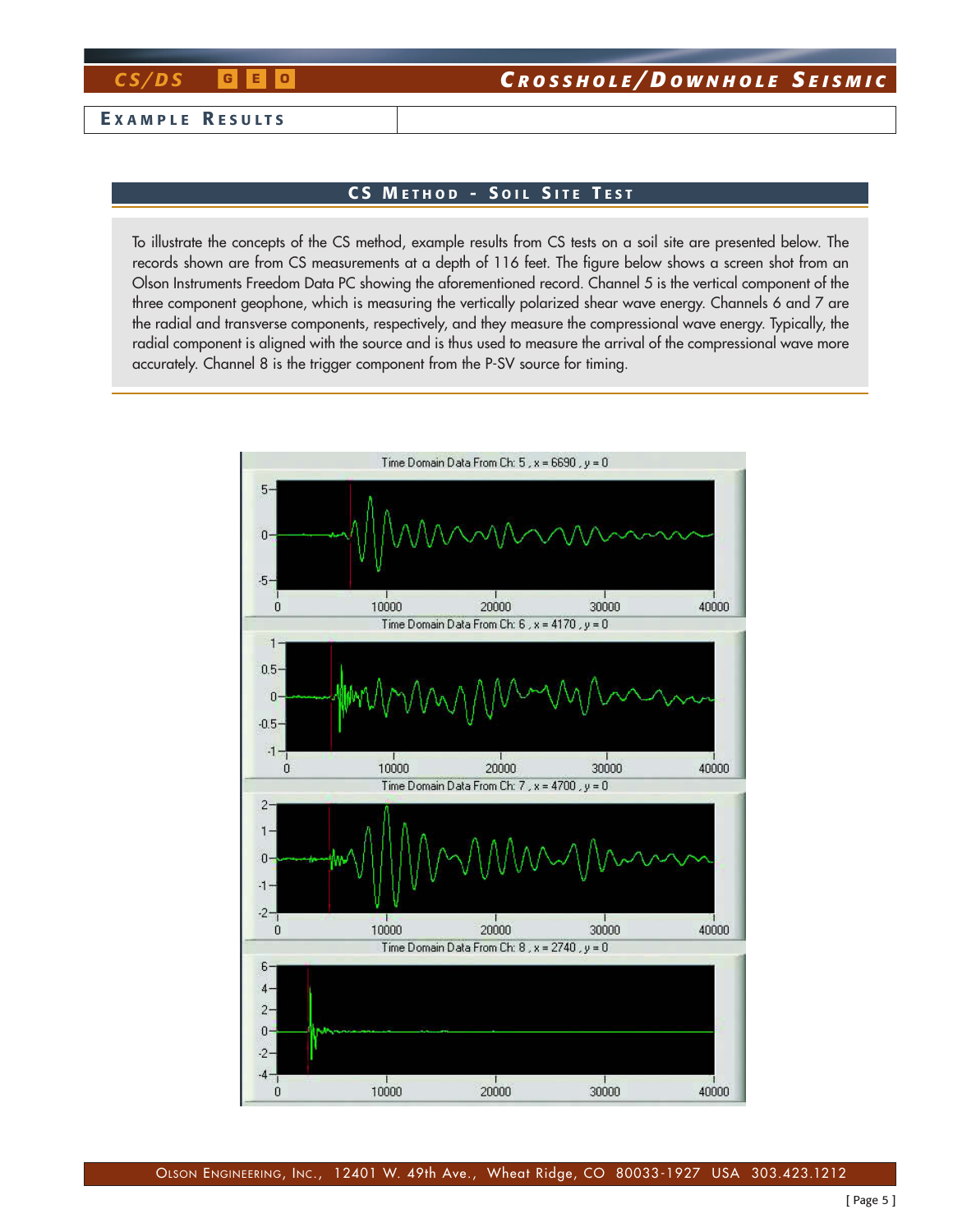## Example Results

### CS Method - Soil Site Test

To illustrate the concepts of the CS method, example results from CS tests on a soil site are presented below. The records shown are from CS measurements at a depth of 116 feet. The figure below shows a screen shot from an Olson Instruments Freedom Data PC showing the aforementioned record. Channel 5 is the vertical component of the three component geophone, which is measuring the vertically polarized shear wave energy. Channels 6 and 7 are the radial and transverse components, respectively, and they measure the compressional wave energy. Typically, the radial component is aligned with the source and is thus used to measure the arrival of the compressional wave more accurately. Channel 8 is the trigger component from the P-SV source for timing.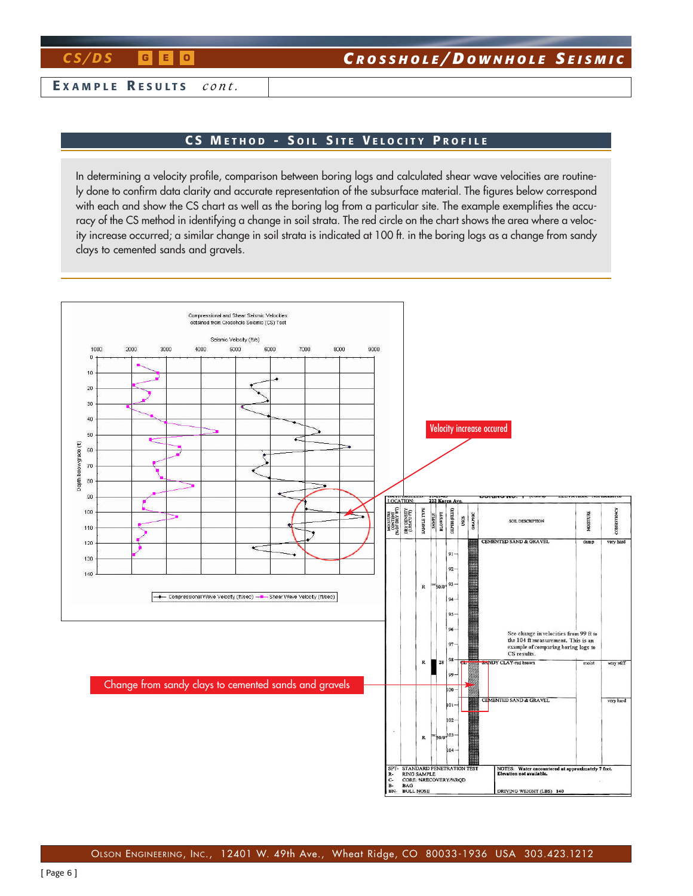## Example Results *cont.*

### CS Method - Soil Site Velocity Profile

In determining a velocity profile, comparison between boring logs and calculated shear wave velocities are routinely done to confirm data clarity and accurate representation of the subsurface material. The figures below correspond with each and show the CS chart as well as the boring log from a particular site. The example exemplifies the accuracy of the CS method in identifying a change in soil strata. The red circle on the chart shows the area where a velocity increase occurred; a similar change in soil strata is indicated at 100 ft. in the boring logs as a change from sandy clays to cemented sands and gravels.

Compressional and Shear Seismic Velocities obtained from Crosshole Seismic (CS) Test

Velocity increase occured

Change from sandy clays to cemented sands and gravels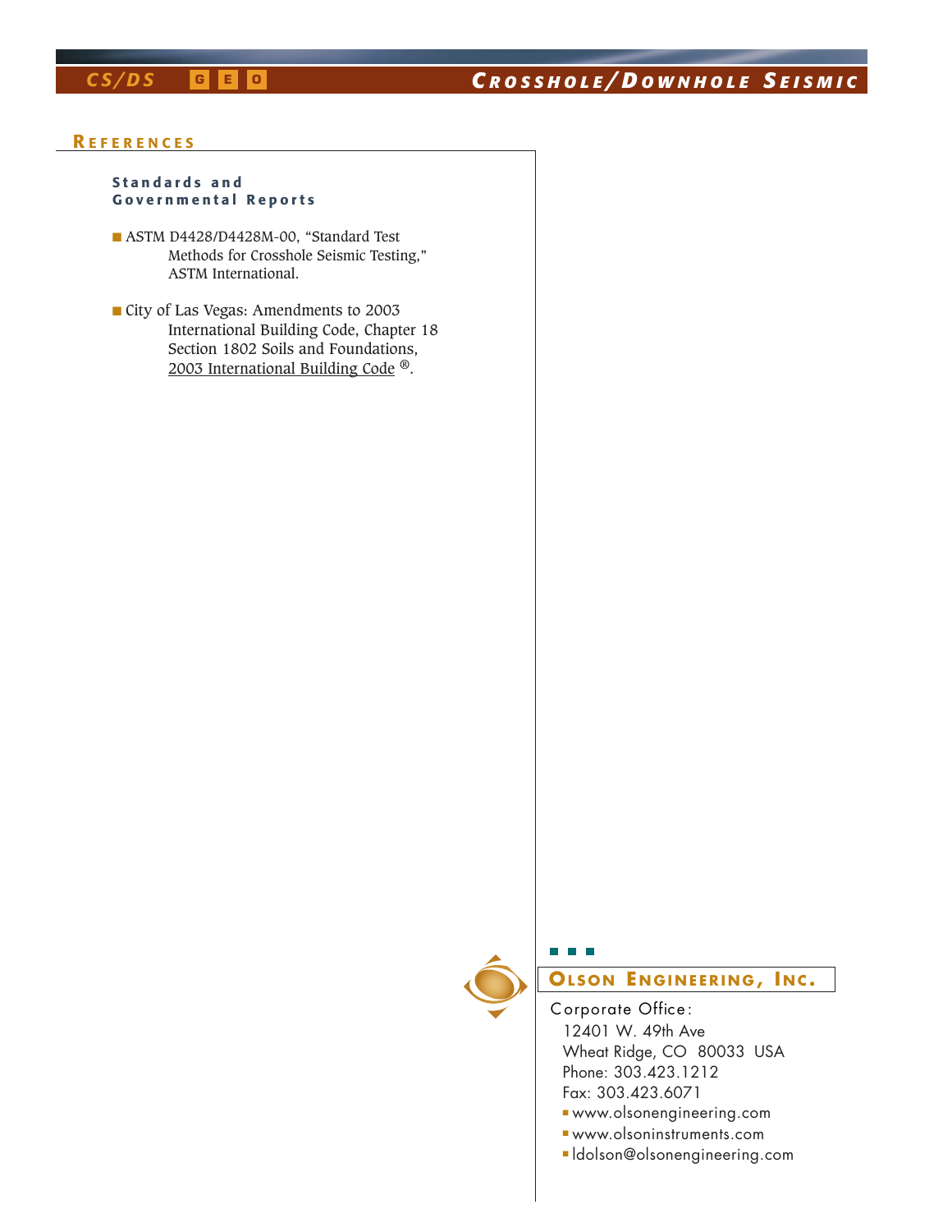## References

### Standards and Governmental Reports

- ASTM D4428/D4428M-00, "Standard Test Methods for Crosshole Seismic Testing," ASTM International.
- City of Las Vegas: Amendments to 2003 International Building Code, Chapter 18 Section 1802 Soils and Foundations, 2003 International Building Code ®.

## Olson Engineering, Inc.

Corporate Office:

12401 W. 49th Ave
Wheat Ridge, CO 80033 USA
Phone: 303.423.1212
Fax: 303.423.6071

- www.olsonengineering.com
- www.olsoninstruments.com
- ldolson@olsonengineering.com